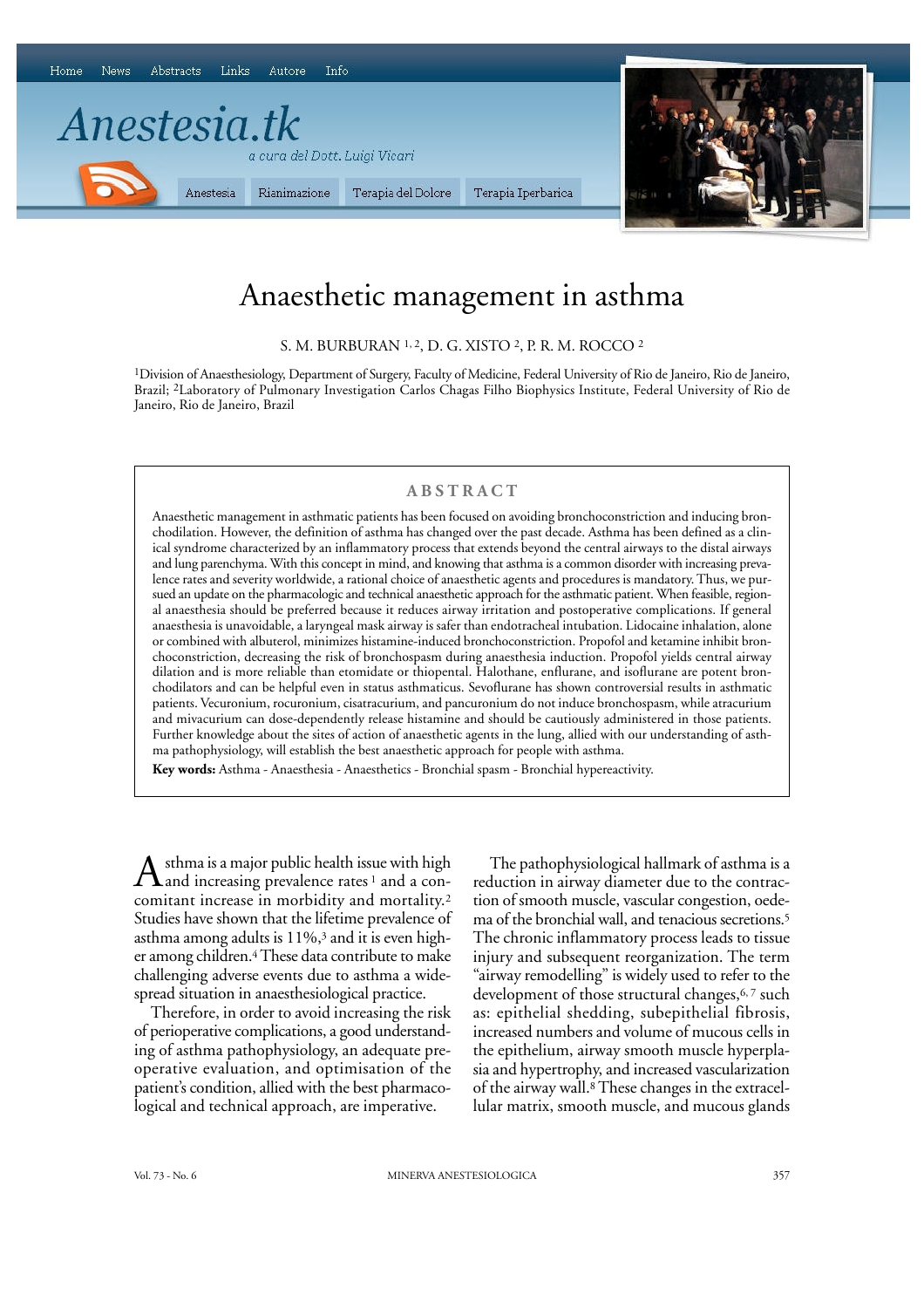# Anaesthetic management in asthma

S. M. BURBURAN [1, 2], D. G. XISTO [2], P. R. M. ROCCO [2]

[1]Division of Anaesthesiology, Department of Surgery, Faculty of Medicine, Federal University of Rio de Janeiro, Rio de Janeiro, Brazil; [2]Laboratory of Pulmonary Investigation Carlos Chagas Filho Biophysics Institute, Federal University of Rio de Janeiro, Rio de Janeiro, Brazil

## ABSTRACT

Anaesthetic management in asthmatic patients has been focused on avoiding bronchoconstriction and inducing bronchodilation. However, the definition of asthma has changed over the past decade. Asthma has been defined as a clinical syndrome characterized by an inflammatory process that extends beyond the central airways to the distal airways and lung parenchyma. With this concept in mind, and knowing that asthma is a common disorder with increasing prevalence rates and severity worldwide, a rational choice of anaesthetic agents and procedures is mandatory. Thus, we pursued an update on the pharmacologic and technical anaesthetic approach for the asthmatic patient. When feasible, regional anaesthesia should be preferred because it reduces airway irritation and postoperative complications. If general anaesthesia is unavoidable, a laryngeal mask airway is safer than endotracheal intubation. Lidocaine inhalation, alone or combined with albuterol, minimizes histamine-induced bronchoconstriction. Propofol and ketamine inhibit bronchoconstriction, decreasing the risk of bronchospasm during anaesthesia induction. Propofol yields central airway dilation and is more reliable than etomidate or thiopental. Halothane, enflurane, and isoflurane are potent bronchodilators and can be helpful even in status asthmaticus. Sevoflurane has shown controversial results in asthmatic patients. Vecuronium, rocuronium, cisatracurium, and pancuronium do not induce bronchospasm, while atracurium and mivacurium can dose-dependently release histamine and should be cautiously administered in those patients. Further knowledge about the sites of action of anaesthetic agents in the lung, allied with our understanding of asthma pathophysiology, will establish the best anaesthetic approach for people with asthma.

**Key words:** Asthma - Anaesthesia - Anaesthetics - Bronchial spasm - Bronchial hypereactivity.

Asthma is a major public health issue with high and increasing prevalence rates [1] and a concomitant increase in morbidity and mortality.[2] Studies have shown that the lifetime prevalence of asthma among adults is 11%,[3] and it is even higher among children.[4] These data contribute to make challenging adverse events due to asthma a widespread situation in anaesthesiological practice.

Therefore, in order to avoid increasing the risk of perioperative complications, a good understanding of asthma pathophysiology, an adequate preoperative evaluation, and optimisation of the patient's condition, allied with the best pharmacological and technical approach, are imperative.

The pathophysiological hallmark of asthma is a reduction in airway diameter due to the contraction of smooth muscle, vascular congestion, oedema of the bronchial wall, and tenacious secretions.[5] The chronic inflammatory process leads to tissue injury and subsequent reorganization. The term "airway remodelling" is widely used to refer to the development of those structural changes,[6, 7] such as: epithelial shedding, subepithelial fibrosis, increased numbers and volume of mucous cells in the epithelium, airway smooth muscle hyperplasia and hypertrophy, and increased vascularization of the airway wall.[8] These changes in the extracellular matrix, smooth muscle, and mucous glands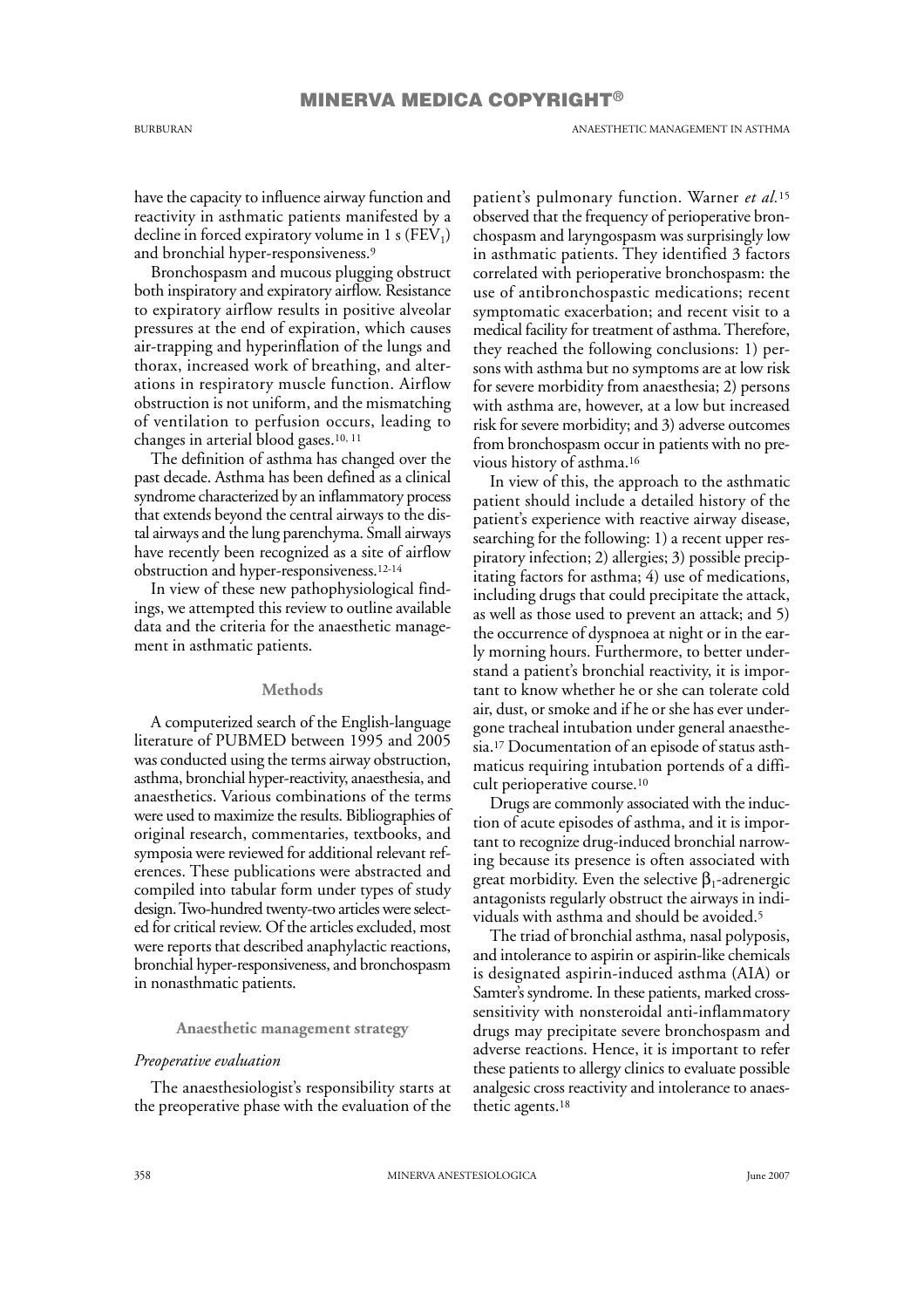have the capacity to influence airway function and reactivity in asthmatic patients manifested by a decline in forced expiratory volume in 1 s ($FEV_1$) and bronchial hyper-responsiveness.[9]

Bronchospasm and mucous plugging obstruct both inspiratory and expiratory airflow. Resistance to expiratory airflow results in positive alveolar pressures at the end of expiration, which causes air-trapping and hyperinflation of the lungs and thorax, increased work of breathing, and alterations in respiratory muscle function. Airflow obstruction is not uniform, and the mismatching of ventilation to perfusion occurs, leading to changes in arterial blood gases.[10, 11]

The definition of asthma has changed over the past decade. Asthma has been defined as a clinical syndrome characterized by an inflammatory process that extends beyond the central airways to the distal airways and the lung parenchyma. Small airways have recently been recognized as a site of airflow obstruction and hyper-responsiveness.[12-14]

In view of these new pathophysiological findings, we attempted this review to outline available data and the criteria for the anaesthetic management in asthmatic patients.

## Methods

A computerized search of the English-language literature of PUBMED between 1995 and 2005 was conducted using the terms airway obstruction, asthma, bronchial hyper-reactivity, anaesthesia, and anaesthetics. Various combinations of the terms were used to maximize the results. Bibliographies of original research, commentaries, textbooks, and symposia were reviewed for additional relevant references. These publications were abstracted and compiled into tabular form under types of study design. Two-hundred twenty-two articles were selected for critical review. Of the articles excluded, most were reports that described anaphylactic reactions, bronchial hyper-responsiveness, and bronchospasm in nonasthmatic patients.

## Anaesthetic management strategy

### *Preoperative evaluation*

The anaesthesiologist's responsibility starts at the preoperative phase with the evaluation of the patient's pulmonary function. Warner *et al.*[15] observed that the frequency of perioperative bronchospasm and laryngospasm was surprisingly low in asthmatic patients. They identified 3 factors correlated with perioperative bronchospasm: the use of antibronchospastic medications; recent symptomatic exacerbation; and recent visit to a medical facility for treatment of asthma. Therefore, they reached the following conclusions: 1) persons with asthma but no symptoms are at low risk for severe morbidity from anaesthesia; 2) persons with asthma are, however, at a low but increased risk for severe morbidity; and 3) adverse outcomes from bronchospasm occur in patients with no previous history of asthma.[16]

In view of this, the approach to the asthmatic patient should include a detailed history of the patient's experience with reactive airway disease, searching for the following: 1) a recent upper respiratory infection; 2) allergies; 3) possible precipitating factors for asthma; 4) use of medications, including drugs that could precipitate the attack, as well as those used to prevent an attack; and 5) the occurrence of dyspnoea at night or in the early morning hours. Furthermore, to better understand a patient's bronchial reactivity, it is important to know whether he or she can tolerate cold air, dust, or smoke and if he or she has ever undergone tracheal intubation under general anaesthesia.[17] Documentation of an episode of status asthmaticus requiring intubation portends of a difficult perioperative course.[10]

Drugs are commonly associated with the induction of acute episodes of asthma, and it is important to recognize drug-induced bronchial narrowing because its presence is often associated with great morbidity. Even the selective $\beta_1$-adrenergic antagonists regularly obstruct the airways in individuals with asthma and should be avoided.[5]

The triad of bronchial asthma, nasal polyposis, and intolerance to aspirin or aspirin-like chemicals is designated aspirin-induced asthma (AIA) or Samter's syndrome. In these patients, marked cross-sensitivity with nonsteroidal anti-inflammatory drugs may precipitate severe bronchospasm and adverse reactions. Hence, it is important to refer these patients to allergy clinics to evaluate possible analgesic cross reactivity and intolerance to anaesthetic agents.[18]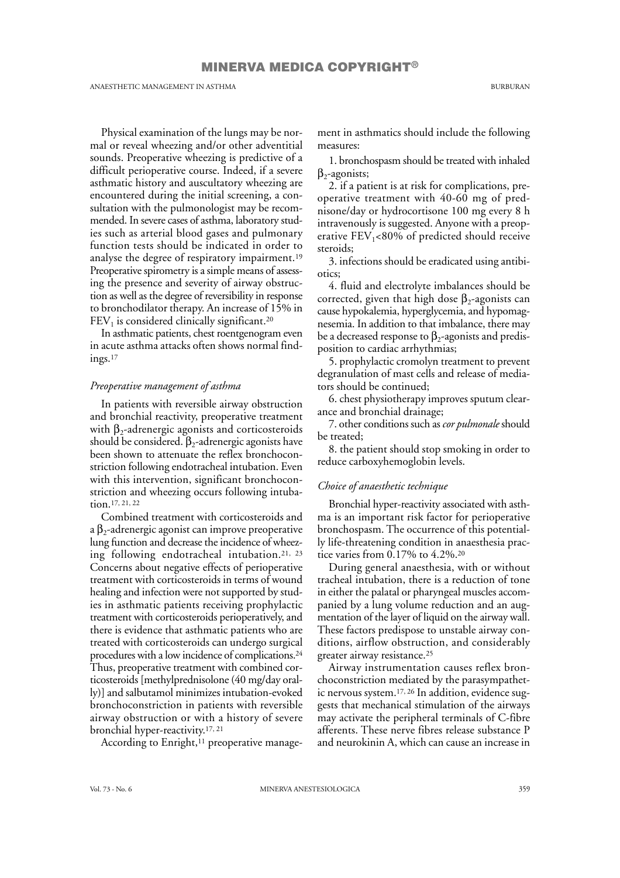Physical examination of the lungs may be normal or reveal wheezing and/or other adventitial sounds. Preoperative wheezing is predictive of a difficult perioperative course. Indeed, if a severe asthmatic history and auscultatory wheezing are encountered during the initial screening, a consultation with the pulmonologist may be recommended. In severe cases of asthma, laboratory studies such as arterial blood gases and pulmonary function tests should be indicated in order to analyse the degree of respiratory impairment.[19] Preoperative spirometry is a simple means of assessing the presence and severity of airway obstruction as well as the degree of reversibility in response to bronchodilator therapy. An increase of 15% in $FEV_1$ is considered clinically significant.[20]

In asthmatic patients, chest roentgenogram even in acute asthma attacks often shows normal findings.[17]

### *Preoperative management of asthma*

In patients with reversible airway obstruction and bronchial reactivity, preoperative treatment with $\beta_2$-adrenergic agonists and corticosteroids should be considered. $\beta_2$-adrenergic agonists have been shown to attenuate the reflex bronchoconstriction following endotracheal intubation. Even with this intervention, significant bronchoconstriction and wheezing occurs following intubation.[17, 21, 22]

Combined treatment with corticosteroids and a $\beta_2$-adrenergic agonist can improve preoperative lung function and decrease the incidence of wheezing following endotracheal intubation.[21, 23] Concerns about negative effects of perioperative treatment with corticosteroids in terms of wound healing and infection were not supported by studies in asthmatic patients receiving prophylactic treatment with corticosteroids perioperatively, and there is evidence that asthmatic patients who are treated with corticosteroids can undergo surgical procedures with a low incidence of complications.[24] Thus, preoperative treatment with combined corticosteroids [methylprednisolone (40 mg/day orally)] and salbutamol minimizes intubation-evoked bronchoconstriction in patients with reversible airway obstruction or with a history of severe bronchial hyper-reactivity.[17, 21]

According to Enright,[11] preoperative management in asthmatics should include the following measures:

1. bronchospasm should be treated with inhaled $\beta_2$-agonists;
2. if a patient is at risk for complications, preoperative treatment with 40-60 mg of prednisone/day or hydrocortisone 100 mg every 8 h intravenously is suggested. Anyone with a preoperative $FEV_1$<80% of predicted should receive steroids;
3. infections should be eradicated using antibiotics;
4. fluid and electrolyte imbalances should be corrected, given that high dose $\beta_2$-agonists can cause hypokalemia, hyperglycemia, and hypomagnesemia. In addition to that imbalance, there may be a decreased response to $\beta_2$-agonists and predisposition to cardiac arrhythmias;
5. prophylactic cromolyn treatment to prevent degranulation of mast cells and release of mediators should be continued;
6. chest physiotherapy improves sputum clearance and bronchial drainage;
7. other conditions such as *cor pulmonale* should be treated;
8. the patient should stop smoking in order to reduce carboxyhemoglobin levels.

### *Choice of anaesthetic technique*

Bronchial hyper-reactivity associated with asthma is an important risk factor for perioperative bronchospasm. The occurrence of this potentially life-threatening condition in anaesthesia practice varies from 0.17% to 4.2%.[20]

During general anaesthesia, with or without tracheal intubation, there is a reduction of tone in either the palatal or pharyngeal muscles accompanied by a lung volume reduction and an augmentation of the layer of liquid on the airway wall. These factors predispose to unstable airway conditions, airflow obstruction, and considerably greater airway resistance.[25]

Airway instrumentation causes reflex bronchoconstriction mediated by the parasympathetic nervous system.[17, 26] In addition, evidence suggests that mechanical stimulation of the airways may activate the peripheral terminals of C-fibre afferents. These nerve fibres release substance P and neurokinin A, which can cause an increase in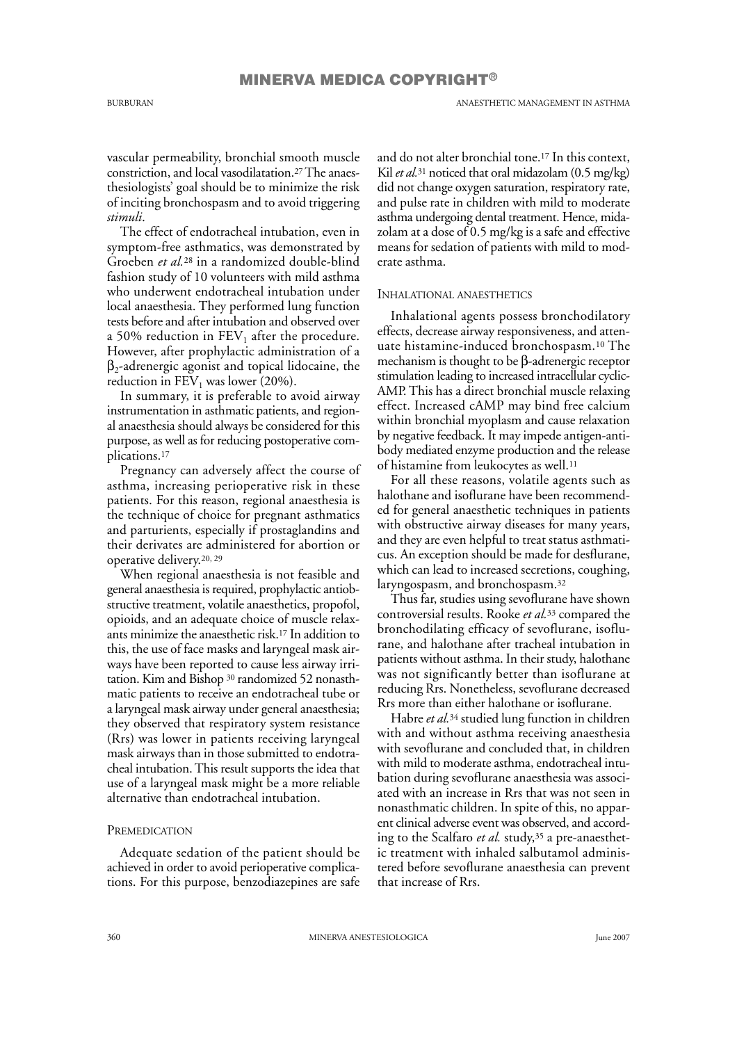vascular permeability, bronchial smooth muscle constriction, and local vasodilatation.[27] The anaesthesiologists' goal should be to minimize the risk of inciting bronchospasm and to avoid triggering *stimuli*.

The effect of endotracheal intubation, even in symptom-free asthmatics, was demonstrated by Groeben *et al.*[28] in a randomized double-blind fashion study of 10 volunteers with mild asthma who underwent endotracheal intubation under local anaesthesia. They performed lung function tests before and after intubation and observed over a 50% reduction in $FEV_1$ after the procedure. However, after prophylactic administration of a $\beta_2$-adrenergic agonist and topical lidocaine, the reduction in $FEV_1$ was lower (20%).

In summary, it is preferable to avoid airway instrumentation in asthmatic patients, and regional anaesthesia should always be considered for this purpose, as well as for reducing postoperative complications.[17]

Pregnancy can adversely affect the course of asthma, increasing perioperative risk in these patients. For this reason, regional anaesthesia is the technique of choice for pregnant asthmatics and parturients, especially if prostaglandins and their derivates are administered for abortion or operative delivery.[20, 29]

When regional anaesthesia is not feasible and general anaesthesia is required, prophylactic antiobstructive treatment, volatile anaesthetics, propofol, opioids, and an adequate choice of muscle relaxants minimize the anaesthetic risk.[17] In addition to this, the use of face masks and laryngeal mask airways have been reported to cause less airway irritation. Kim and Bishop [30] randomized 52 nonasthmatic patients to receive an endotracheal tube or a laryngeal mask airway under general anaesthesia; they observed that respiratory system resistance (Rrs) was lower in patients receiving laryngeal mask airways than in those submitted to endotracheal intubation. This result supports the idea that use of a laryngeal mask might be a more reliable alternative than endotracheal intubation.

## Premedication

Adequate sedation of the patient should be achieved in order to avoid perioperative complications. For this purpose, benzodiazepines are safe and do not alter bronchial tone.[17] In this context, Kil *et al.*[31] noticed that oral midazolam (0.5 mg/kg) did not change oxygen saturation, respiratory rate, and pulse rate in children with mild to moderate asthma undergoing dental treatment. Hence, midazolam at a dose of 0.5 mg/kg is a safe and effective means for sedation of patients with mild to moderate asthma.

## Inhalational anaesthetics

Inhalational agents possess bronchodilatory effects, decrease airway responsiveness, and attenuate histamine-induced bronchospasm.[10] The mechanism is thought to be $\beta$-adrenergic receptor stimulation leading to increased intracellular cyclic-AMP. This has a direct bronchial muscle relaxing effect. Increased cAMP may bind free calcium within bronchial myoplasm and cause relaxation by negative feedback. It may impede antigen-antibody mediated enzyme production and the release of histamine from leukocytes as well.[11]

For all these reasons, volatile agents such as halothane and isoflurane have been recommended for general anaesthetic techniques in patients with obstructive airway diseases for many years, and they are even helpful to treat status asthmaticus. An exception should be made for desflurane, which can lead to increased secretions, coughing, laryngospasm, and bronchospasm.[32]

Thus far, studies using sevoflurane have shown controversial results. Rooke *et al.*[33] compared the bronchodilating efficacy of sevoflurane, isoflurane, and halothane after tracheal intubation in patients without asthma. In their study, halothane was not significantly better than isoflurane at reducing Rrs. Nonetheless, sevoflurane decreased Rrs more than either halothane or isoflurane.

Habre *et al.*[34] studied lung function in children with and without asthma receiving anaesthesia with sevoflurane and concluded that, in children with mild to moderate asthma, endotracheal intubation during sevoflurane anaesthesia was associated with an increase in Rrs that was not seen in nonasthmatic children. In spite of this, no apparent clinical adverse event was observed, and according to the Scalfaro *et al.* study,[35] a pre-anaesthetic treatment with inhaled salbutamol administered before sevoflurane anaesthesia can prevent that increase of Rrs.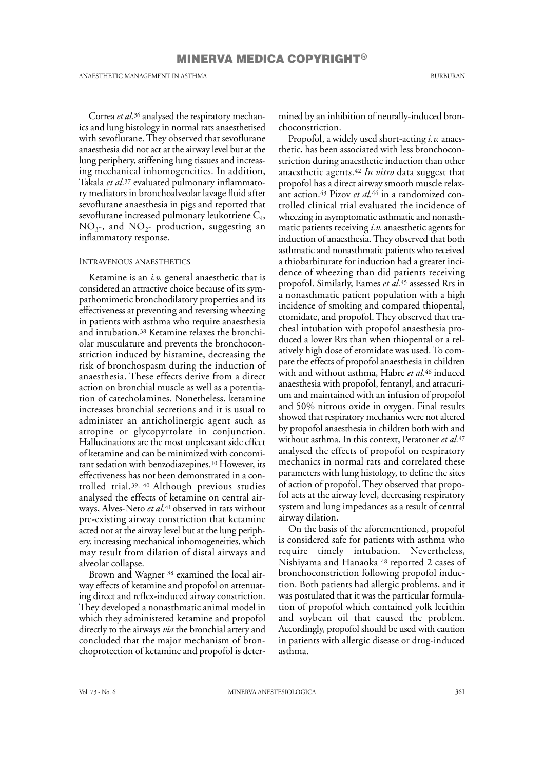Correa *et al.*[36] analysed the respiratory mechanics and lung histology in normal rats anaesthetised with sevoflurane. They observed that sevoflurane anaesthesia did not act at the airway level but at the lung periphery, stiffening lung tissues and increasing mechanical inhomogeneities. In addition, Takala *et al.*[37] evaluated pulmonary inflammatory mediators in bronchoalveolar lavage fluid after sevoflurane anaesthesia in pigs and reported that sevoflurane increased pulmonary leukotriene $C_4$, $NO_3$-, and $NO_2$- production, suggesting an inflammatory response.

## Intravenous anaesthetics

Ketamine is an *i.v.* general anaesthetic that is considered an attractive choice because of its sympathomimetic bronchodilatory properties and its effectiveness at preventing and reversing wheezing in patients with asthma who require anaesthesia and intubation.[38] Ketamine relaxes the bronchiolar musculature and prevents the bronchoconstriction induced by histamine, decreasing the risk of bronchospasm during the induction of anaesthesia. These effects derive from a direct action on bronchial muscle as well as a potentiation of catecholamines. Nonetheless, ketamine increases bronchial secretions and it is usual to administer an anticholinergic agent such as atropine or glycopyrrolate in conjunction. Hallucinations are the most unpleasant side effect of ketamine and can be minimized with concomitant sedation with benzodiazepines.[10] However, its effectiveness has not been demonstrated in a controlled trial.[39, 40] Although previous studies analysed the effects of ketamine on central airways, Alves-Neto *et al.*[41] observed in rats without pre-existing airway constriction that ketamine acted not at the airway level but at the lung periphery, increasing mechanical inhomogeneities, which may result from dilation of distal airways and alveolar collapse.

Brown and Wagner [38] examined the local airway effects of ketamine and propofol on attenuating direct and reflex-induced airway constriction. They developed a nonasthmatic animal model in which they administered ketamine and propofol directly to the airways *via* the bronchial artery and concluded that the major mechanism of bronchoprotection of ketamine and propofol is determined by an inhibition of neurally-induced bronchoconstriction.

Propofol, a widely used short-acting *i.v.* anaesthetic, has been associated with less bronchoconstriction during anaesthetic induction than other anaesthetic agents.[42] *In vitro* data suggest that propofol has a direct airway smooth muscle relaxant action.[43] Pizov *et al.*[44] in a randomized controlled clinical trial evaluated the incidence of wheezing in asymptomatic asthmatic and nonasthmatic patients receiving *i.v.* anaesthetic agents for induction of anaesthesia. They observed that both asthmatic and nonasthmatic patients who received a thiobarbiturate for induction had a greater incidence of wheezing than did patients receiving propofol. Similarly, Eames *et al.*[45] assessed Rrs in a nonasthmatic patient population with a high incidence of smoking and compared thiopental, etomidate, and propofol. They observed that tracheal intubation with propofol anaesthesia produced a lower Rrs than when thiopental or a relatively high dose of etomidate was used. To compare the effects of propofol anaesthesia in children with and without asthma, Habre *et al.*[46] induced anaesthesia with propofol, fentanyl, and atracurium and maintained with an infusion of propofol and 50% nitrous oxide in oxygen. Final results showed that respiratory mechanics were not altered by propofol anaesthesia in children both with and without asthma. In this context, Peratoner *et al.*[47] analysed the effects of propofol on respiratory mechanics in normal rats and correlated these parameters with lung histology, to define the sites of action of propofol. They observed that propofol acts at the airway level, decreasing respiratory system and lung impedances as a result of central airway dilation.

On the basis of the aforementioned, propofol is considered safe for patients with asthma who require timely intubation. Nevertheless, Nishiyama and Hanaoka [48] reported 2 cases of bronchoconstriction following propofol induction. Both patients had allergic problems, and it was postulated that it was the particular formulation of propofol which contained yolk lecithin and soybean oil that caused the problem. Accordingly, propofol should be used with caution in patients with allergic disease or drug-induced asthma.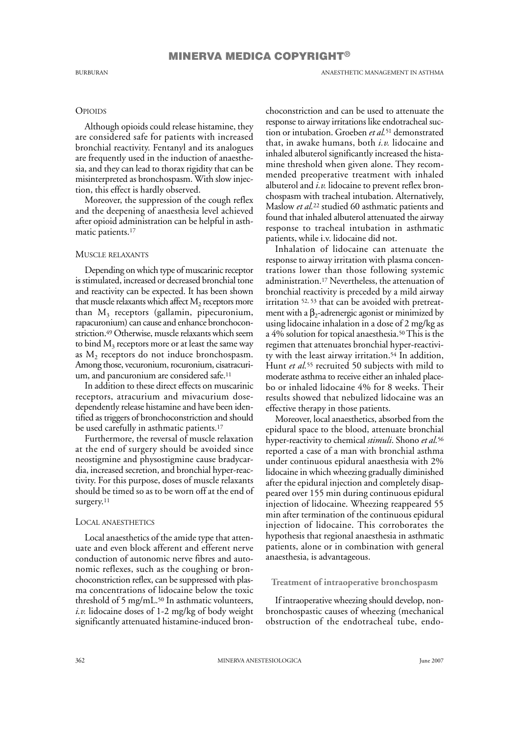### Opioids

Although opioids could release histamine, they are considered safe for patients with increased bronchial reactivity. Fentanyl and its analogues are frequently used in the induction of anaesthesia, and they can lead to thorax rigidity that can be misinterpreted as bronchospasm. With slow injection, this effect is hardly observed.

Moreover, the suppression of the cough reflex and the deepening of anaesthesia level achieved after opioid administration can be helpful in asthmatic patients.[17]

### Muscle relaxants

Depending on which type of muscarinic receptor is stimulated, increased or decreased bronchial tone and reactivity can be expected. It has been shown that muscle relaxants which affect $M_2$ receptors more than $M_3$ receptors (gallamin, pipecuronium, rapacuronium) can cause and enhance bronchoconstriction.[49] Otherwise, muscle relaxants which seem to bind $M_3$ receptors more or at least the same way as $M_2$ receptors do not induce bronchospasm. Among those, vecuronium, rocuronium, cisatracurium, and pancuronium are considered safe.[11]

In addition to these direct effects on muscarinic receptors, atracurium and mivacurium dose-dependently release histamine and have been identified as triggers of bronchoconstriction and should be used carefully in asthmatic patients.[17]

Furthermore, the reversal of muscle relaxation at the end of surgery should be avoided since neostigmine and physostigmine cause bradycardia, increased secretion, and bronchial hyper-reactivity. For this purpose, doses of muscle relaxants should be timed so as to be worn off at the end of surgery.[11]

### Local anaesthetics

Local anaesthetics of the amide type that attenuate and even block afferent and efferent nerve conduction of autonomic nerve fibres and autonomic reflexes, such as the coughing or bronchoconstriction reflex, can be suppressed with plasma concentrations of lidocaine below the toxic threshold of 5 mg/mL.[50] In asthmatic volunteers, *i.v.* lidocaine doses of 1-2 mg/kg of body weight significantly attenuated histamine-induced bronchoconstriction and can be used to attenuate the response to airway irritations like endotracheal suction or intubation. Groeben *et al.*[51] demonstrated that, in awake humans, both *i.v.* lidocaine and inhaled albuterol significantly increased the histamine threshold when given alone. They recommended preoperative treatment with inhaled albuterol and *i.v.* lidocaine to prevent reflex bronchospasm with tracheal intubation. Alternatively, Maslow *et al.*[22] studied 60 asthmatic patients and found that inhaled albuterol attenuated the airway response to tracheal intubation in asthmatic patients, while i.v. lidocaine did not.

Inhalation of lidocaine can attenuate the response to airway irritation with plasma concentrations lower than those following systemic administration.[17] Nevertheless, the attenuation of bronchial reactivity is preceded by a mild airway irritation [52, 53] that can be avoided with pretreatment with a $\beta_2$-adrenergic agonist or minimized by using lidocaine inhalation in a dose of 2 mg/kg as a 4% solution for topical anaesthesia.[50] This is the regimen that attenuates bronchial hyper-reactivity with the least airway irritation.[54] In addition, Hunt *et al.*[55] recruited 50 subjects with mild to moderate asthma to receive either an inhaled placebo or inhaled lidocaine 4% for 8 weeks. Their results showed that nebulized lidocaine was an effective therapy in those patients.

Moreover, local anaesthetics, absorbed from the epidural space to the blood, attenuate bronchial hyper-reactivity to chemical *stimuli*. Shono *et al.*[56] reported a case of a man with bronchial asthma under continuous epidural anaesthesia with 2% lidocaine in which wheezing gradually diminished after the epidural injection and completely disappeared over 155 min during continuous epidural injection of lidocaine. Wheezing reappeared 55 min after termination of the continuous epidural injection of lidocaine. This corroborates the hypothesis that regional anaesthesia in asthmatic patients, alone or in combination with general anaesthesia, is advantageous.

## Treatment of intraoperative bronchospasm

If intraoperative wheezing should develop, non-bronchospastic causes of wheezing (mechanical obstruction of the endotracheal tube, endo-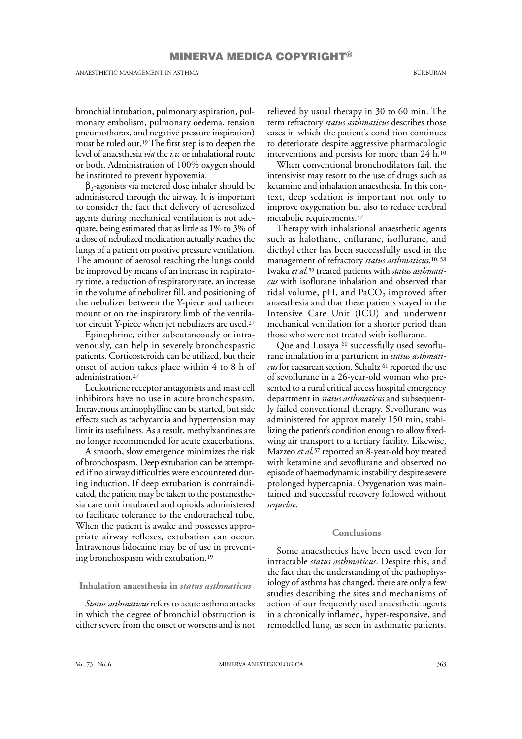bronchial intubation, pulmonary aspiration, pulmonary embolism, pulmonary oedema, tension pneumothorax, and negative pressure inspiration) must be ruled out.[19] The first step is to deepen the level of anaesthesia *via* the *i.v.* or inhalational route or both. Administration of 100% oxygen should be instituted to prevent hypoxemia.

$\beta_2$-agonists via metered dose inhaler should be administered through the airway. It is important to consider the fact that delivery of aerosolized agents during mechanical ventilation is not adequate, being estimated that as little as 1% to 3% of a dose of nebulized medication actually reaches the lungs of a patient on positive pressure ventilation. The amount of aerosol reaching the lungs could be improved by means of an increase in respiratory time, a reduction of respiratory rate, an increase in the volume of nebulizer fill, and positioning of the nebulizer between the Y-piece and catheter mount or on the inspiratory limb of the ventilator circuit Y-piece when jet nebulizers are used.[27]

Epinephrine, either subcutaneously or intravenously, can help in severely bronchospastic patients. Corticosteroids can be utilized, but their onset of action takes place within 4 to 8 h of administration.[27]

Leukotriene receptor antagonists and mast cell inhibitors have no use in acute bronchospasm. Intravenous aminophylline can be started, but side effects such as tachycardia and hypertension may limit its usefulness. As a result, methylxantines are no longer recommended for acute exacerbations.

A smooth, slow emergence minimizes the risk of bronchospasm. Deep extubation can be attempted if no airway difficulties were encountered during induction. If deep extubation is contraindicated, the patient may be taken to the postanesthesia care unit intubated and opioids administered to facilitate tolerance to the endotracheal tube. When the patient is awake and possesses appropriate airway reflexes, extubation can occur. Intravenous lidocaine may be of use in preventing bronchospasm with extubation.[19]

## Inhalation anaesthesia in *status asthmaticus*

*Status asthmaticus* refers to acute asthma attacks in which the degree of bronchial obstruction is either severe from the onset or worsens and is not relieved by usual therapy in 30 to 60 min. The term refractory *status asthmaticus* describes those cases in which the patient's condition continues to deteriorate despite aggressive pharmacologic interventions and persists for more than 24 h.[10]

When conventional bronchodilators fail, the intensivist may resort to the use of drugs such as ketamine and inhalation anaesthesia. In this context, deep sedation is important not only to improve oxygenation but also to reduce cerebral metabolic requirements.[57]

Therapy with inhalational anaesthetic agents such as halothane, enflurane, isoflurane, and diethyl ether has been successfully used in the management of refractory *status asthmaticus*.[10, 58] Iwaku *et al.*[59] treated patients with *status asthmaticus* with isoflurane inhalation and observed that tidal volume, pH, and $PaCO_2$ improved after anaesthesia and that these patients stayed in the Intensive Care Unit (ICU) and underwent mechanical ventilation for a shorter period than those who were not treated with isoflurane.

Que and Lusaya [60] successfully used sevoflurane inhalation in a parturient in *status asthmaticus* for caesarean section. Schultz [61] reported the use of sevoflurane in a 26-year-old woman who presented to a rural critical access hospital emergency department in *status asthmaticus* and subsequently failed conventional therapy. Sevoflurane was administered for approximately 150 min, stabilizing the patient's condition enough to allow fixed-wing air transport to a tertiary facility. Likewise, Mazzeo *et al.*[57] reported an 8-year-old boy treated with ketamine and sevoflurane and observed no episode of haemodynamic instability despite severe prolonged hypercapnia. Oxygenation was maintained and successful recovery followed without *sequelae*.

## Conclusions

Some anaesthetics have been used even for intractable *status asthmaticus*. Despite this, and the fact that the understanding of the pathophysiology of asthma has changed, there are only a few studies describing the sites and mechanisms of action of our frequently used anaesthetic agents in a chronically inflamed, hyper-responsive, and remodelled lung, as seen in asthmatic patients.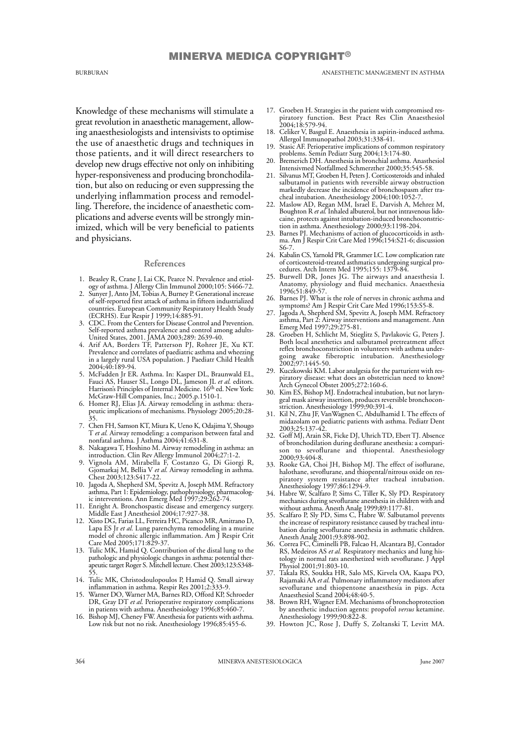Knowledge of these mechanisms will stimulate a great revolution in anaesthetic management, allowing anaesthesiologists and intensivists to optimise the use of anaesthetic drugs and techniques in those patients, and it will direct researchers to develop new drugs effective not only on inhibiting hyper-responsiveness and producing bronchodilation, but also on reducing or even suppressing the underlying inflammation process and remodelling. Therefore, the incidence of anaesthetic complications and adverse events will be strongly minimized, which will be very beneficial to patients and physicians.

## References

1. Beasley R, Crane J, Lai CK, Pearce N. Prevalence and etiology of asthma. J Allergy Clin Immunol 2000;105: S466-72.
2. Sunyer J, Anto JM, Tobias A, Burney P. Generational increase of self-reported first attack of asthma in fifteen industrialized countries. European Community Respiratory Health Study (ECRHS). Eur Respir J 1999;14:885-91.
3. CDC. From the Centers for Disease Control and Prevention. Self-reported asthma prevalence and control among adults-United States, 2001. JAMA 2003;289: 2639-40.
4. Arif AA, Borders TF, Patterson PJ, Rohrer JE, Xu KT. Prevalence and correlates of paediatric asthma and wheezing in a largely rural USA population. J Paediatr Child Health 2004;40:189-94.
5. McFadden Jr ER. Asthma. In: Kasper DL, Braunwald EL, Fauci AS, Hauser SL, Longo DL, Jameson JL *et al.* editors. Harrison's Principles of Internal Medicine. 16th ed. New York: McGraw-Hill Companies, Inc.; 2005.p.1510-1.
6. Homer RJ, Elias JA. Airway remodeling in asthma: therapeutic implications of mechanisms. Physiology 2005;20:28-35.
7. Chen FH, Samson KT, Miura K, Ueno K, Odajima Y, Shougo T *et al.* Airway remodeling: a comparison between fatal and nonfatal asthma. J Asthma 2004;41:631-8.
8. Nakagawa T, Hoshino M. Airway remodeling in asthma: an introduction. Clin Rev Allergy Immunol 2004;27:1-2.
9. Vignola AM, Mirabella F, Costanzo G, Di Giorgi R, Gjomarkaj M, Bellia V *et al.* Airway remodeling in asthma. Chest 2003;123:S417-22.
10. Jagoda A, Shepherd SM, Spevitz A, Joseph MM. Refractory asthma, Part 1: Epidemiology, pathophysiology, pharmacologic interventions. Ann Emerg Med 1997;29:262-74.
11. Enright A. Bronchospastic disease and emergency surgery. Middle East J Anesthesiol 2004;17:927-38.
12. Xisto DG, Farias LL, Ferreira HC, Picanco MR, Amitrano D, Lapa ES Jr *et al.* Lung parenchyma remodeling in a murine model of chronic allergic inflammation. Am J Respir Crit Care Med 2005;171:829-37.
13. Tulic MK, Hamid Q. Contribution of the distal lung to the pathologic and physiologic changes in asthma: potential therapeutic target Roger S. Mitchell lecture. Chest 2003;123:S348-55.
14. Tulic MK, Christodoulopoulos P, Hamid Q. Small airway inflammation in asthma. Respir Res 2001;2:333-9.
15. Warner DO, Warner MA, Barnes RD, Offord KP, Schroeder DR, Gray DT *et al.* Perioperative respiratory complications in patients with asthma. Anesthesiology 1996;85:460-7.
16. Bishop MJ, Cheney FW. Anesthesia for patients with asthma. Low risk but not no risk. Anesthesiology 1996;85:455-6.
17. Groeben H. Strategies in the patient with compromised respiratory function. Best Pract Res Clin Anaesthesiol 2004;18:579-94.
18. Celiker V, Basgul E. Anaesthesia in aspirin-induced asthma. Allergol Immunopathol 2003;31:338-41.
19. Stasic AF. Perioperative implications of common respiratory problems. Semin Pediatr Surg 2004;13:174-80.
20. Bremerich DH. Anesthesia in bronchial asthma. Anasthesiol Intensivmed Notfallmed Schmerzther 2000;35:545-58.
21. Silvanus MT, Groeben H, Peters J. Corticosteroids and inhaled salbutamol in patients with reversible airway obstruction markedly decrease the incidence of bronchospasm after tracheal intubation. Anesthesiology 2004;100:1052-7.
22. Maslow AD, Regan MM, Israel E, Darvish A, Mehrez M, Boughton R *et al.* Inhaled albuterol, but not intravenous lidocaine, protects against intubation-induced bronchoconstriction in asthma. Anesthesiology 2000;93:1198-204.
23. Barnes PJ. Mechanisms of action of glucocorticoids in asthma. Am J Respir Crit Care Med 1996;154:S21-6; discussion S6-7.
24. Kabalin CS, Yarnold PR, Grammer LC. Low complication rate of corticosteroid-treated asthmatics undergoing surgical procedures. Arch Intern Med 1995;155: 1379-84.
25. Burwell DR, Jones JG. The airways and anaesthesia I. Anatomy, physiology and fluid mechanics. Anaesthesia 1996;51:849-57.
26. Barnes PJ. What is the role of nerves in chronic asthma and symptoms? Am J Respir Crit Care Med 1996;153:S5-8.
27. Jagoda A, Shepherd SM, Spevitz A, Joseph MM. Refractory asthma, Part 2: Airway interventions and management. Ann Emerg Med 1997;29:275-81.
28. Groeben H, Schlicht M, Stieglitz S, Pavlakovic G, Peters J. Both local anesthetics and salbutamol pretreatment affect reflex bronchoconstriction in volunteers with asthma undergoing awake fiberoptic intubation. Anesthesiology 2002;97:1445-50.
29. Kuczkowski KM. Labor analgesia for the parturient with respiratory disease: what does an obstetrician need to know? Arch Gynecol Obstet 2005;272:160-6.
30. Kim ES, Bishop MJ. Endotracheal intubation, but not laryngeal mask airway insertion, produces reversible bronchoconstriction. Anesthesiology 1999;90:391-4.
31. Kil N, Zhu JF, VanWagnen C, Abdulhamid I. The effects of midazolam on pediatric patients with asthma. Pediatr Dent 2003;25:137-42.
32. Goff MJ, Arain SR, Ficke DJ, Uhrich TD, Ebert TJ. Absence of bronchodilation during desflurane anesthesia: a comparison to sevoflurane and thiopental. Anesthesiology 2000;93:404-8.
33. Rooke GA, Choi JH, Bishop MJ. The effect of isoflurane, halothane, sevoflurane, and thiopental/nitrous oxide on respiratory system resistance after tracheal intubation. Anesthesiology 1997;86:1294-9.
34. Habre W, Scalfaro P, Sims C, Tiller K, Sly PD. Respiratory mechanics during sevoflurane anesthesia in children with and without asthma. Anesth Analg 1999;89:1177-81.
35. Scalfaro P, Sly PD, Sims C, Habre W. Salbutamol prevents the increase of respiratory resistance caused by tracheal intubation during sevoflurane anesthesia in asthmatic children. Anesth Analg 2001;93:898-902.
36. Correa FC, Ciminelli PB, Falcao H, Alcantara BJ, Contador RS, Medeiros AS *et al.* Respiratory mechanics and lung histology in normal rats anesthetized with sevoflurane. J Appl Physiol 2001;91:803-10.
37. Takala RS, Soukka HR, Salo MS, Kirvela OA, Kaapa PO, Rajamaki AA *et al.* Pulmonary inflammatory mediators after sevoflurane and thiopentone anaesthesia in pigs. Acta Anaesthesiol Scand 2004;48:40-5.
38. Brown RH, Wagner EM. Mechanisms of bronchoprotection by anesthetic induction agents: propofol *versus* ketamine. Anesthesiology 1999;90:822-8.
39. Howton JC, Rose J, Duffy S, Zoltanski T, Levitt MA.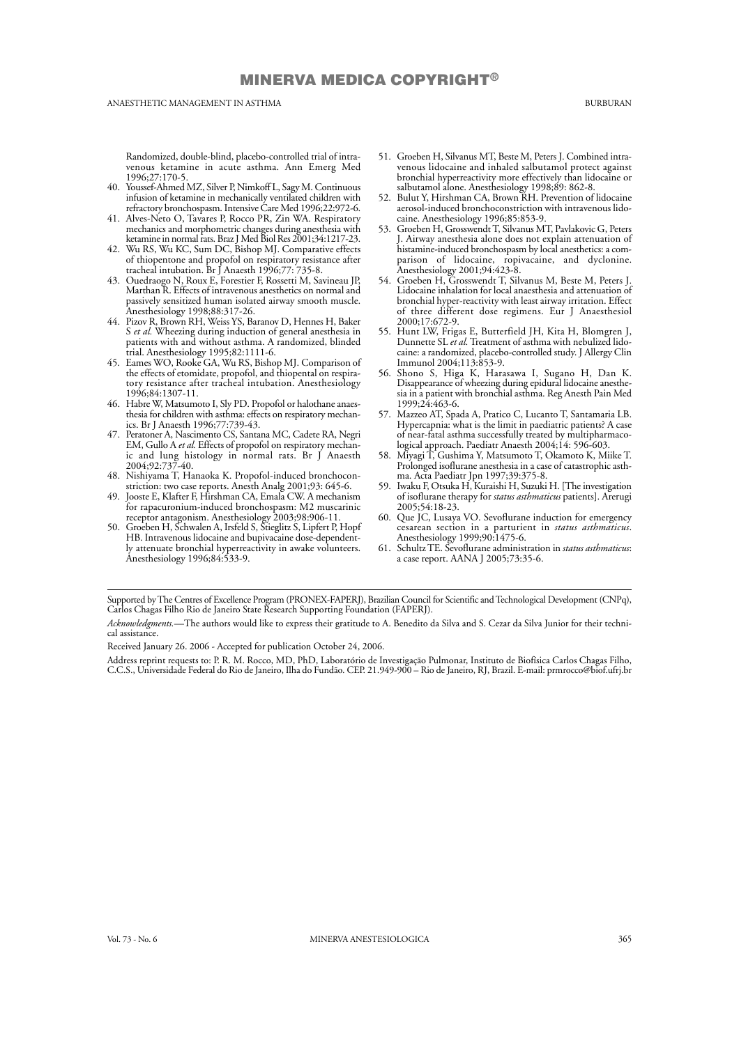Randomized, double-blind, placebo-controlled trial of intravenous ketamine in acute asthma. Ann Emerg Med 1996;27:170-5.

40. Youssef-Ahmed MZ, Silver P, Nimkoff L, Sagy M. Continuous infusion of ketamine in mechanically ventilated children with refractory bronchospasm. Intensive Care Med 1996;22:972-6.
41. Alves-Neto O, Tavares P, Rocco PR, Zin WA. Respiratory mechanics and morphometric changes during anesthesia with ketamine in normal rats. Braz J Med Biol Res 2001;34:1217-23.
42. Wu RS, Wu KC, Sum DC, Bishop MJ. Comparative effects of thiopentone and propofol on respiratory resistance after tracheal intubation. Br J Anaesth 1996;77: 735-8.
43. Ouedraogo N, Roux E, Forestier F, Rossetti M, Savineau JP, Marthan R. Effects of intravenous anesthetics on normal and passively sensitized human isolated airway smooth muscle. Anesthesiology 1998;88:317-26.
44. Pizov R, Brown RH, Weiss YS, Baranov D, Hennes H, Baker S *et al.* Wheezing during induction of general anesthesia in patients with and without asthma. A randomized, blinded trial. Anesthesiology 1995;82:1111-6.
45. Eames WO, Rooke GA, Wu RS, Bishop MJ. Comparison of the effects of etomidate, propofol, and thiopental on respiratory resistance after tracheal intubation. Anesthesiology 1996;84:1307-11.
46. Habre W, Matsumoto I, Sly PD. Propofol or halothane anaesthesia for children with asthma: effects on respiratory mechanics. Br J Anaesth 1996;77:739-43.
47. Peratoner A, Nascimento CS, Santana MC, Cadete RA, Negri EM, Gullo A *et al.* Effects of propofol on respiratory mechanic and lung histology in normal rats. Br J Anaesth 2004;92:737-40.
48. Nishiyama T, Hanaoka K. Propofol-induced bronchoconstriction: two case reports. Anesth Analg 2001;93: 645-6.
49. Jooste E, Klafter F, Hirshman CA, Emala CW. A mechanism for rapacuronium-induced bronchospasm: M2 muscarinic receptor antagonism. Anesthesiology 2003;98:906-11.
50. Groeben H, Schwalen A, Irsfeld S, Stieglitz S, Lipfert P, Hopf HB. Intravenous lidocaine and bupivacaine dose-dependently attenuate bronchial hyperreactivity in awake volunteers. Anesthesiology 1996;84:533-9.
51. Groeben H, Silvanus MT, Beste M, Peters J. Combined intravenous lidocaine and inhaled salbutamol protect against bronchial hyperreactivity more effectively than lidocaine or salbutamol alone. Anesthesiology 1998;89: 862-8.
52. Bulut Y, Hirshman CA, Brown RH. Prevention of lidocaine aerosol-induced bronchoconstriction with intravenous lidocaine. Anesthesiology 1996;85:853-9.
53. Groeben H, Grosswendt T, Silvanus MT, Pavlakovic G, Peters J. Airway anesthesia alone does not explain attenuation of histamine-induced bronchospasm by local anesthetics: a comparison of lidocaine, ropivacaine, and dyclonine. Anesthesiology 2001;94:423-8.
54. Groeben H, Grosswendt T, Silvanus M, Beste M, Peters J. Lidocaine inhalation for local anaesthesia and attenuation of bronchial hyper-reactivity with least airway irritation. Effect of three different dose regimens. Eur J Anaesthesiol 2000;17:672-9.
55. Hunt LW, Frigas E, Butterfield JH, Kita H, Blomgren J, Dunnette SL *et al.* Treatment of asthma with nebulized lidocaine: a randomized, placebo-controlled study. J Allergy Clin Immunol 2004;113:853-9.
56. Shono S, Higa K, Harasawa I, Sugano H, Dan K. Disappearance of wheezing during epidural lidocaine anesthesia in a patient with bronchial asthma. Reg Anesth Pain Med 1999;24:463-6.
57. Mazzeo AT, Spada A, Pratico C, Lucanto T, Santamaria LB. Hypercapnia: what is the limit in paediatric patients? A case of near-fatal asthma successfully treated by multipharmacological approach. Paediatr Anaesth 2004;14: 596-603.
58. Miyagi T, Gushima Y, Matsumoto T, Okamoto K, Miike T. Prolonged isoflurane anesthesia in a case of catastrophic asthma. Acta Paediatr Jpn 1997;39:375-8.
59. Iwaku F, Otsuka H, Kuraishi H, Suzuki H. [The investigation of isoflurane therapy for *status asthmaticus* patients]. Arerugi 2005;54:18-23.
60. Que JC, Lusaya VO. Sevoflurane induction for emergency cesarean section in a parturient in *status asthmaticus*. Anesthesiology 1999;90:1475-6.
61. Schultz TE. Sevoflurane administration in *status asthmaticus*: a case report. AANA J 2005;73:35-6.

---

Supported by The Centres of Excellence Program (PRONEX-FAPERJ), Brazilian Council for Scientific and Technological Development (CNPq), Carlos Chagas Filho Rio de Janeiro State Research Supporting Foundation (FAPERJ).

*Acknowledgments.*—The authors would like to express their gratitude to A. Benedito da Silva and S. Cezar da Silva Junior for their technical assistance.

Received January 26. 2006 - Accepted for publication October 24, 2006.

Address reprint requests to: P. R. M. Rocco, MD, PhD, Laboratório de Investigação Pulmonar, Instituto de Biofísica Carlos Chagas Filho, C.C.S., Universidade Federal do Rio de Janeiro, Ilha do Fundão. CEP. 21.949-900 – Rio de Janeiro, RJ, Brazil. E-mail: prmrocco@biof.ufrj.br